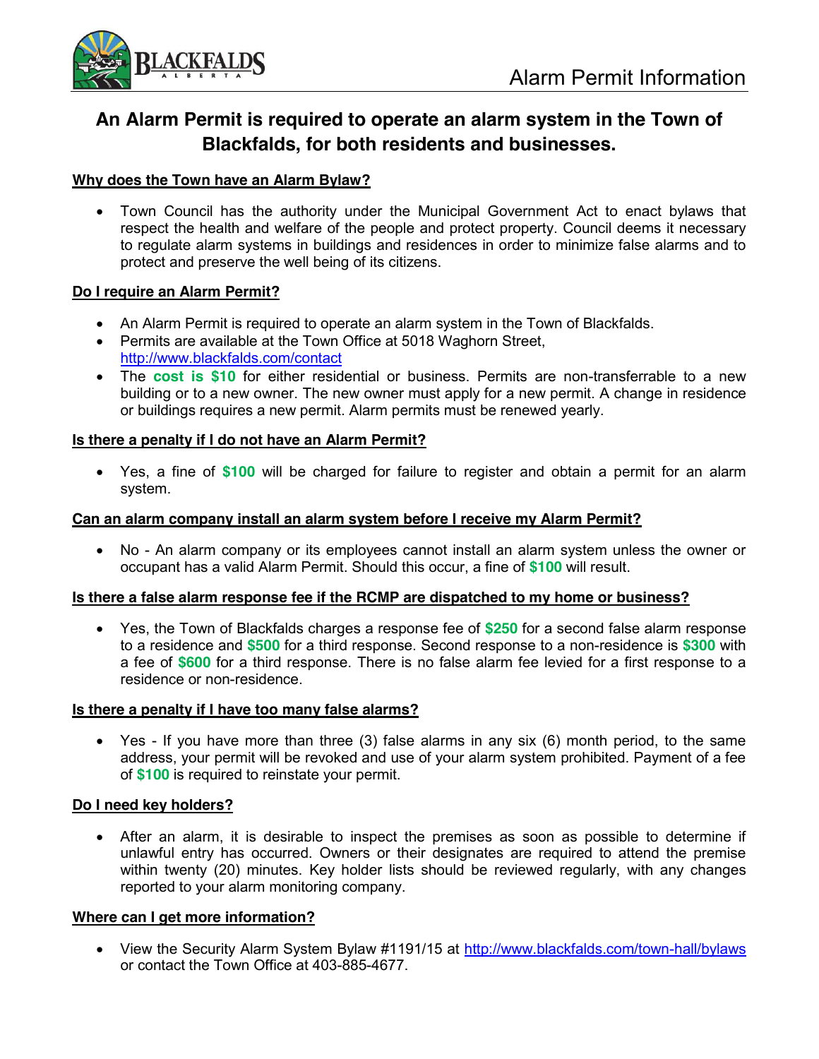# Alarm Permit Information

## An Alarm Permit is required to operate an alarm system in the Town of Blackfalds, for both residents and businesses.

**Why does the Town have an Alarm Bylaw?**

- Town Council has the authority under the Municipal Government Act to enact bylaws that respect the health and welfare of the people and protect property. Council deems it necessary to regulate alarm systems in buildings and residences in order to minimize false alarms and to protect and preserve the well being of its citizens.

**Do I require an Alarm Permit?**

- An Alarm Permit is required to operate an alarm system in the Town of Blackfalds.
- Permits are available at the Town Office at 5018 Waghorn Street, http://www.blackfalds.com/contact
- The **cost is $10** for either residential or business. Permits are non-transferrable to a new building or to a new owner. The new owner must apply for a new permit. A change in residence or buildings requires a new permit. Alarm permits must be renewed yearly.

**Is there a penalty if I do not have an Alarm Permit?**

- Yes, a fine of **$100** will be charged for failure to register and obtain a permit for an alarm system.

**Can an alarm company install an alarm system before I receive my Alarm Permit?**

- No - An alarm company or its employees cannot install an alarm system unless the owner or occupant has a valid Alarm Permit. Should this occur, a fine of **$100** will result.

**Is there a false alarm response fee if the RCMP are dispatched to my home or business?**

- Yes, the Town of Blackfalds charges a response fee of **$250** for a second false alarm response to a residence and **$500** for a third response. Second response to a non-residence is **$300** with a fee of **$600** for a third response. There is no false alarm fee levied for a first response to a residence or non-residence.

**Is there a penalty if I have too many false alarms?**

- Yes - If you have more than three (3) false alarms in any six (6) month period, to the same address, your permit will be revoked and use of your alarm system prohibited. Payment of a fee of **$100** is required to reinstate your permit.

**Do I need key holders?**

- After an alarm, it is desirable to inspect the premises as soon as possible to determine if unlawful entry has occurred. Owners or their designates are required to attend the premise within twenty (20) minutes. Key holder lists should be reviewed regularly, with any changes reported to your alarm monitoring company.

**Where can I get more information?**

- View the Security Alarm System Bylaw #1191/15 at http://www.blackfalds.com/town-hall/bylaws or contact the Town Office at 403-885-4677.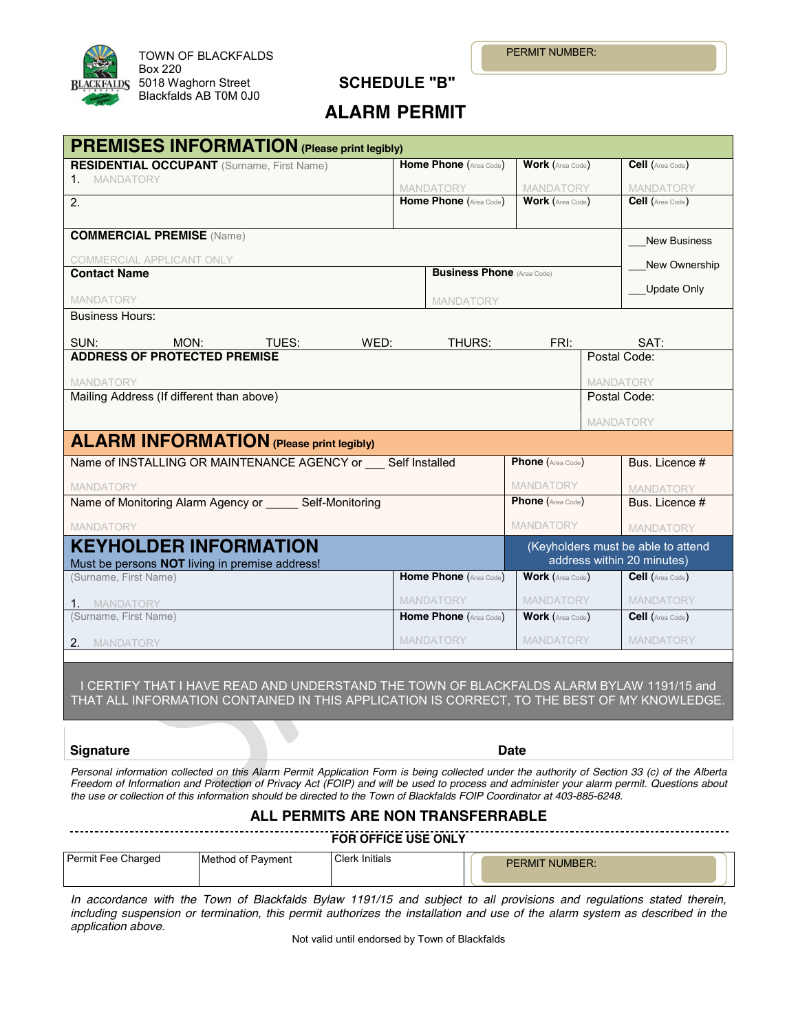TOWN OF BLACKFALDS
Box 220
5018 Waghorn Street
Blackfalds AB T0M 0J0

PERMIT NUMBER:

## SCHEDULE "B"

# ALARM PERMIT

## PREMISES INFORMATION (Please print legibly)

| | | | |
|---|---|---|---|
| **RESIDENTIAL OCCUPANT** (Surname, First Name)<br>1. MANDATORY | **Home Phone** (Area Code)<br>MANDATORY | **Work** (Area Code)<br>MANDATORY | **Cell** (Area Code)<br>MANDATORY |
| 2. | **Home Phone** (Area Code) | **Work** (Area Code) | **Cell** (Area Code) |
| **COMMERCIAL PREMISE** (Name)<br>COMMERCIAL APPLICANT ONLY | | | ___New Business<br>___New Ownership<br>___Update Only |
| **Contact Name**<br>MANDATORY | **Business Phone** (Area Code)<br>MANDATORY | | |

Business Hours:

SUN: MON: TUES: WED: THURS: FRI: SAT:

| | |
|---|---|
| **ADDRESS OF PROTECTED PREMISE**<br>MANDATORY | Postal Code:<br>MANDATORY |
| Mailing Address (If different than above) | Postal Code:<br>MANDATORY |

## ALARM INFORMATION (Please print legibly)

| | | |
|---|---|---|
| Name of INSTALLING OR MAINTENANCE AGENCY or ___ Self Installed<br>MANDATORY | **Phone** (Area Code)<br>MANDATORY | Bus. Licence #<br>MANDATORY |
| Name of Monitoring Alarm Agency or _____ Self-Monitoring<br>MANDATORY | **Phone** (Area Code)<br>MANDATORY | Bus. Licence #<br>MANDATORY |

## KEYHOLDER INFORMATION

Must be persons **NOT** living in premise address!

(Keyholders must be able to attend address within 20 minutes)

| | | | |
|---|---|---|---|
| (Surname, First Name)<br>1. MANDATORY | **Home Phone** (Area Code)<br>MANDATORY | **Work** (Area Code)<br>MANDATORY | **Cell** (Area Code)<br>MANDATORY |
| (Surname, First Name)<br>2. MANDATORY | **Home Phone** (Area Code)<br>MANDATORY | **Work** (Area Code)<br>MANDATORY | **Cell** (Area Code)<br>MANDATORY |

I CERTIFY THAT I HAVE READ AND UNDERSTAND THE TOWN OF BLACKFALDS ALARM BYLAW 1191/15 and THAT ALL INFORMATION CONTAINED IN THIS APPLICATION IS CORRECT, TO THE BEST OF MY KNOWLEDGE.

**Signature** **Date**

*Personal information collected on this Alarm Permit Application Form is being collected under the authority of Section 33 (c) of the Alberta Freedom of Information and Protection of Privacy Act (FOIP) and will be used to process and administer your alarm permit. Questions about the use or collection of this information should be directed to the Town of Blackfalds FOIP Coordinator at 403-885-6248.*

**ALL PERMITS ARE NON TRANSFERRABLE**

**FOR OFFICE USE ONLY**

| Permit Fee Charged | Method of Payment | Clerk Initials | PERMIT NUMBER: |
|---|---|---|---|
| | | | |

*In accordance with the Town of Blackfalds Bylaw 1191/15 and subject to all provisions and regulations stated therein, including suspension or termination, this permit authorizes the installation and use of the alarm system as described in the application above.*

Not valid until endorsed by Town of Blackfalds